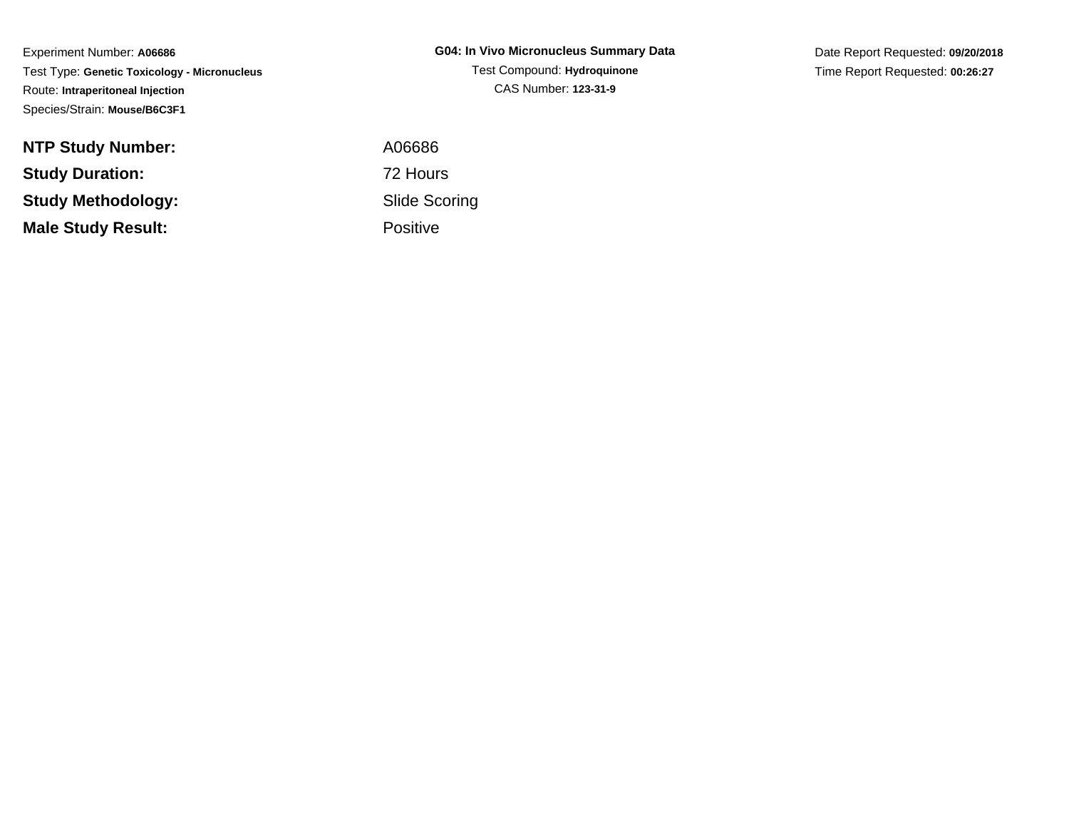Experiment Number: **A06686**
Test Type: **Genetic Toxicology - Micronucleus**
Route: **Intraperitoneal Injection**
Species/Strain: **Mouse/B6C3F1**

**G04: In Vivo Micronucleus Summary Data**
Test Compound: **Hydroquinone**
CAS Number: **123-31-9**

Date Report Requested: **09/20/2018**
Time Report Requested: **00:26:27**

| | |
|---|---|
| **NTP Study Number:** | A06686 |
| **Study Duration:** | 72 Hours |
| **Study Methodology:** | Slide Scoring |
| **Male Study Result:** | Positive |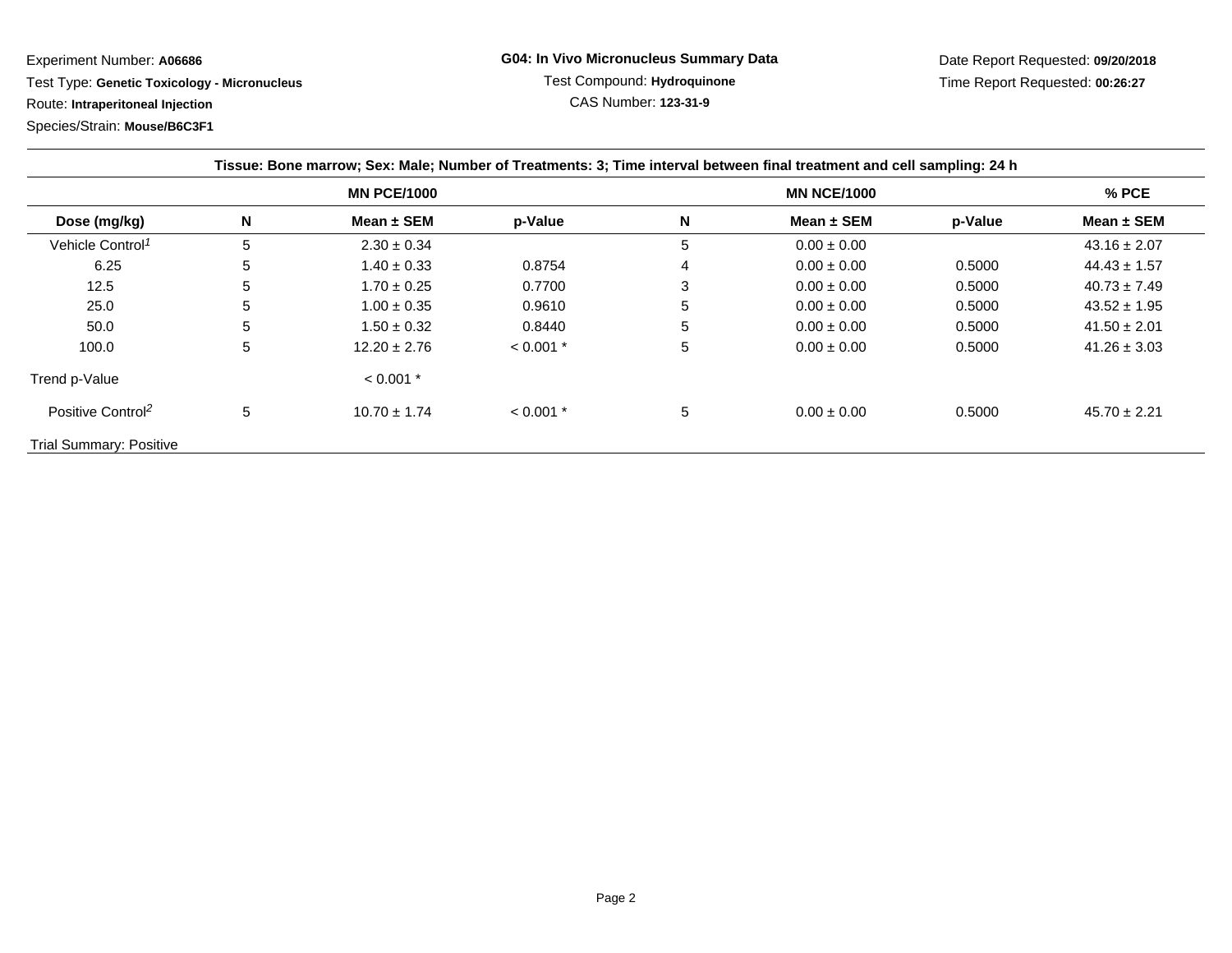Experiment Number: **A06686**
Test Type: **Genetic Toxicology - Micronucleus**
Route: **Intraperitoneal Injection**
Species/Strain: **Mouse/B6C3F1**

**G04: In Vivo Micronucleus Summary Data**
Test Compound: **Hydroquinone**
CAS Number: **123-31-9**

Date Report Requested: **09/20/2018**
Time Report Requested: **00:26:27**

**Tissue: Bone marrow; Sex: Male; Number of Treatments: 3; Time interval between final treatment and cell sampling: 24 h**

| | MN PCE/1000 | | | MN NCE/1000 | | | % PCE |
|---|---|---|---|---|---|---|---|
| **Dose (mg/kg)** | **N** | **Mean ± SEM** | **p-Value** | **N** | **Mean ± SEM** | **p-Value** | **Mean ± SEM** |
| Vehicle Control[1] | 5 | 2.30 ± 0.34 | | 5 | 0.00 ± 0.00 | | 43.16 ± 2.07 |
| 6.25 | 5 | 1.40 ± 0.33 | 0.8754 | 4 | 0.00 ± 0.00 | 0.5000 | 44.43 ± 1.57 |
| 12.5 | 5 | 1.70 ± 0.25 | 0.7700 | 3 | 0.00 ± 0.00 | 0.5000 | 40.73 ± 7.49 |
| 25.0 | 5 | 1.00 ± 0.35 | 0.9610 | 5 | 0.00 ± 0.00 | 0.5000 | 43.52 ± 1.95 |
| 50.0 | 5 | 1.50 ± 0.32 | 0.8440 | 5 | 0.00 ± 0.00 | 0.5000 | 41.50 ± 2.01 |
| 100.0 | 5 | 12.20 ± 2.76 | < 0.001 * | 5 | 0.00 ± 0.00 | 0.5000 | 41.26 ± 3.03 |
| Trend p-Value | | < 0.001 * | | | | | |
| Positive Control[2] | 5 | 10.70 ± 1.74 | < 0.001 * | 5 | 0.00 ± 0.00 | 0.5000 | 45.70 ± 2.21 |

Trial Summary: Positive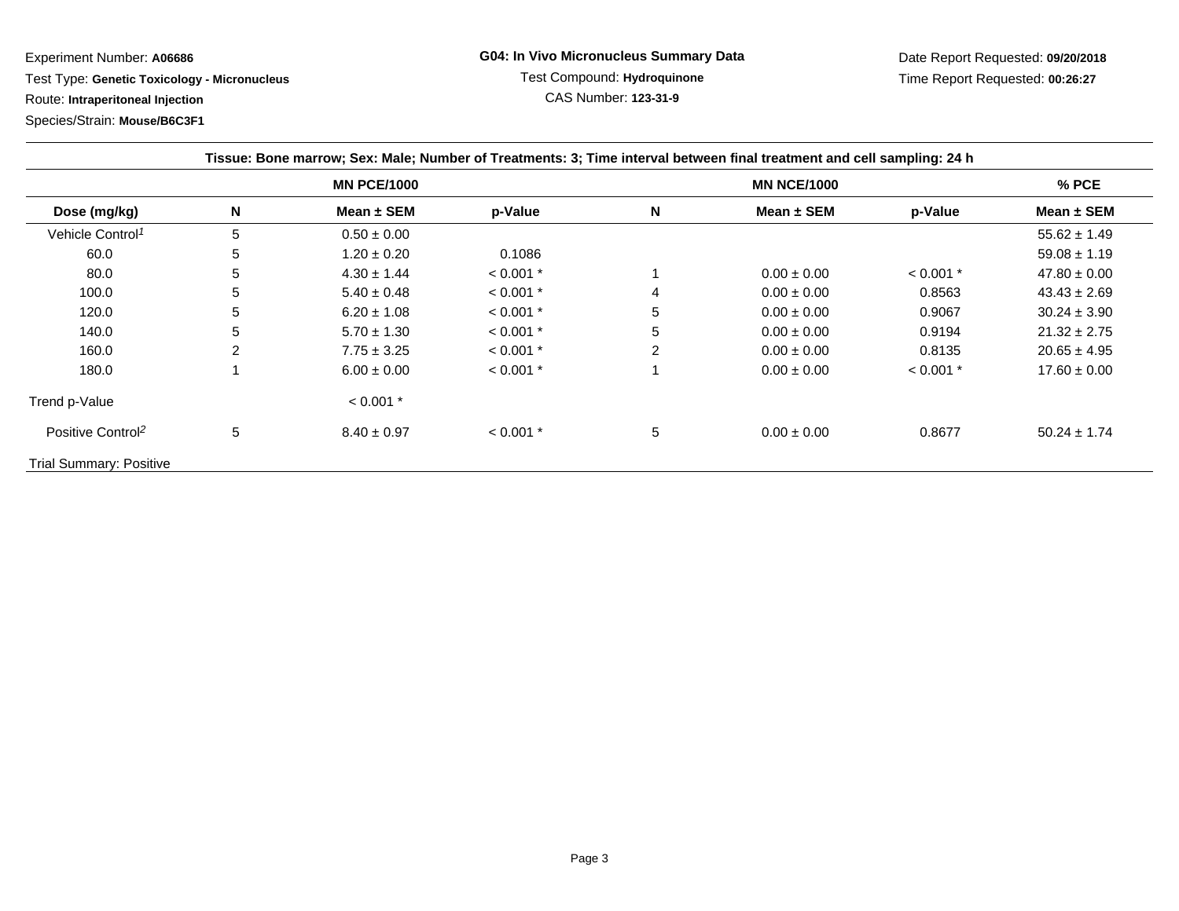Experiment Number: **A06686**

Test Type: **Genetic Toxicology - Micronucleus**

Route: **Intraperitoneal Injection**

Species/Strain: **Mouse/B6C3F1**

**G04: In Vivo Micronucleus Summary Data**

Test Compound: **Hydroquinone**

CAS Number: **123-31-9**

Date Report Requested: **09/20/2018**

Time Report Requested: **00:26:27**

| **Tissue: Bone marrow; Sex: Male; Number of Treatments: 3; Time interval between final treatment and cell sampling: 24 h** | | | | | | | |
|---|---|---|---|---|---|---|---|
| | | **MN PCE/1000** | | | **MN NCE/1000** | | **% PCE** |
| **Dose (mg/kg)** | **N** | **Mean ± SEM** | **p-Value** | **N** | **Mean ± SEM** | **p-Value** | **Mean ± SEM** |
| Vehicle Control[1] | 5 | 0.50 ± 0.00 | | | | | 55.62 ± 1.49 |
| 60.0 | 5 | 1.20 ± 0.20 | 0.1086 | | | | 59.08 ± 1.19 |
| 80.0 | 5 | 4.30 ± 1.44 | < 0.001 * | 1 | 0.00 ± 0.00 | < 0.001 * | 47.80 ± 0.00 |
| 100.0 | 5 | 5.40 ± 0.48 | < 0.001 * | 4 | 0.00 ± 0.00 | 0.8563 | 43.43 ± 2.69 |
| 120.0 | 5 | 6.20 ± 1.08 | < 0.001 * | 5 | 0.00 ± 0.00 | 0.9067 | 30.24 ± 3.90 |
| 140.0 | 5 | 5.70 ± 1.30 | < 0.001 * | 5 | 0.00 ± 0.00 | 0.9194 | 21.32 ± 2.75 |
| 160.0 | 2 | 7.75 ± 3.25 | < 0.001 * | 2 | 0.00 ± 0.00 | 0.8135 | 20.65 ± 4.95 |
| 180.0 | 1 | 6.00 ± 0.00 | < 0.001 * | 1 | 0.00 ± 0.00 | < 0.001 * | 17.60 ± 0.00 |
| Trend p-Value | | < 0.001 * | | | | | |
| Positive Control[2] | 5 | 8.40 ± 0.97 | < 0.001 * | 5 | 0.00 ± 0.00 | 0.8677 | 50.24 ± 1.74 |
| Trial Summary: Positive | | | | | | | |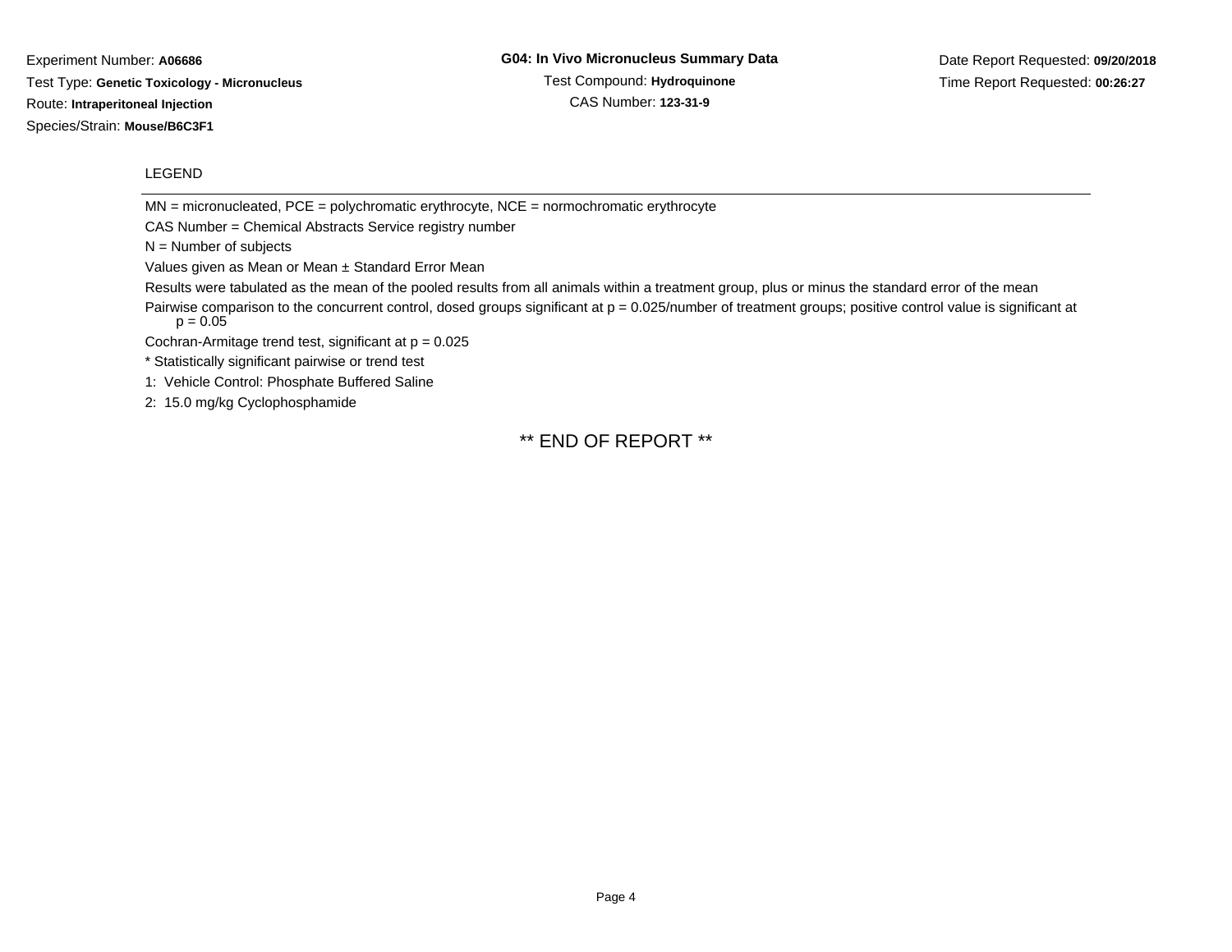Experiment Number: **A06686**

Test Type: **Genetic Toxicology - Micronucleus**

Route: **Intraperitoneal Injection**

Species/Strain: **Mouse/B6C3F1**

**G04: In Vivo Micronucleus Summary Data**

Test Compound: **Hydroquinone**

CAS Number: **123-31-9**

Date Report Requested: **09/20/2018**

Time Report Requested: **00:26:27**

LEGEND

MN = micronucleated, PCE = polychromatic erythrocyte, NCE = normochromatic erythrocyte

CAS Number = Chemical Abstracts Service registry number

N = Number of subjects

Values given as Mean or Mean ± Standard Error Mean

Results were tabulated as the mean of the pooled results from all animals within a treatment group, plus or minus the standard error of the mean

Pairwise comparison to the concurrent control, dosed groups significant at p = 0.025/number of treatment groups; positive control value is significant at p = 0.05

Cochran-Armitage trend test, significant at p = 0.025

* Statistically significant pairwise or trend test

1: Vehicle Control: Phosphate Buffered Saline

2: 15.0 mg/kg Cyclophosphamide

** END OF REPORT **